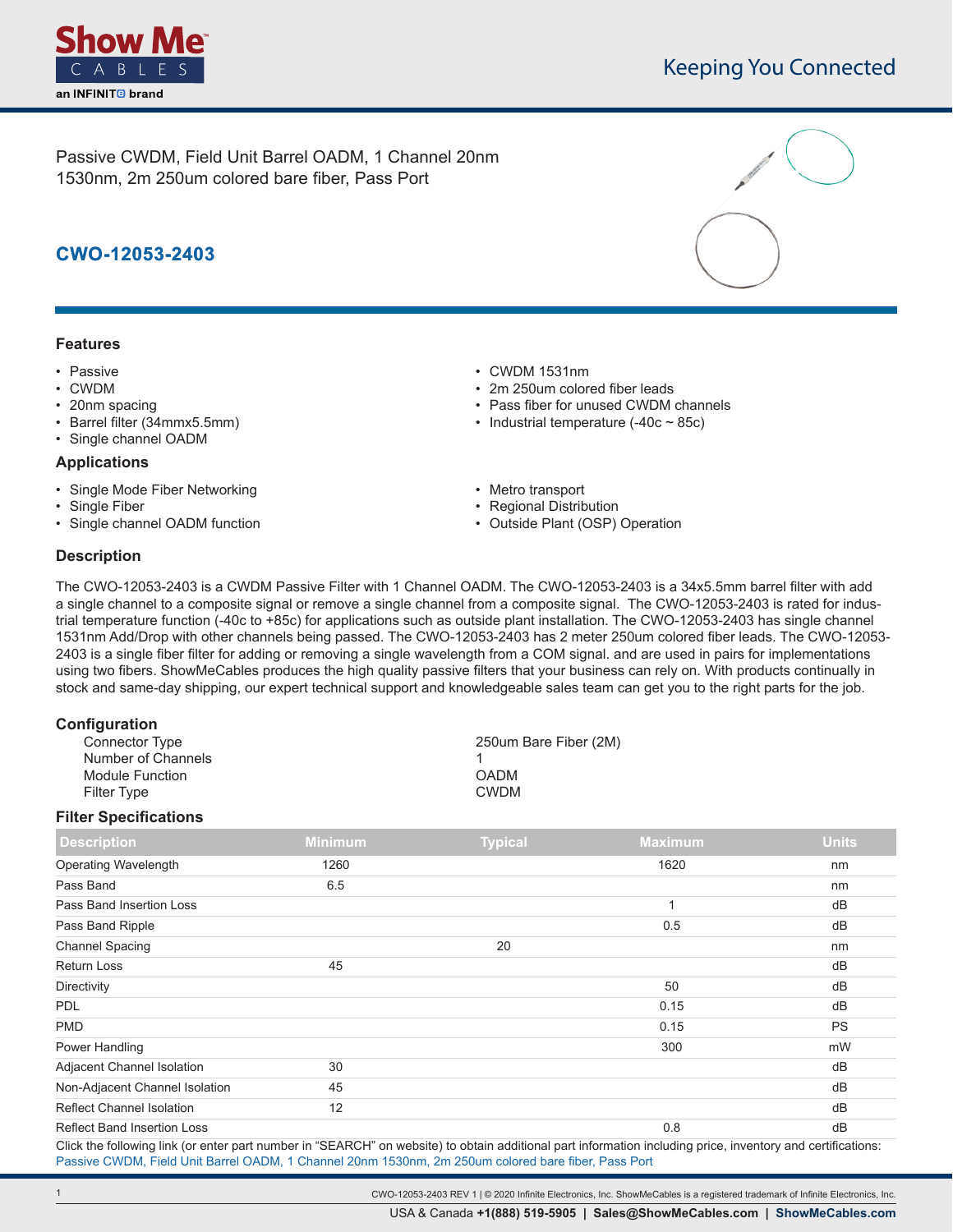Passive CWDM, Field Unit Barrel OADM, 1 Channel 20nm 1530nm, 2m 250um colored bare fiber, Pass Port

# CWO-12053-2403

## Features

- Passive
- CWDM
- 20nm spacing
- Barrel filter (34mmx5.5mm)
- Single channel OADM
- CWDM 1531nm
- 2m 250um colored fiber leads
- Pass fiber for unused CWDM channels
- Industrial temperature (-40c ~ 85c)

## Applications

- Single Mode Fiber Networking
- Single Fiber
- Single channel OADM function
- Metro transport
- Regional Distribution
- Outside Plant (OSP) Operation

## Description

The CWO-12053-2403 is a CWDM Passive Filter with 1 Channel OADM. The CWO-12053-2403 is a 34x5.5mm barrel filter with add a single channel to a composite signal or remove a single channel from a composite signal. The CWO-12053-2403 is rated for industrial temperature function (-40c to +85c) for applications such as outside plant installation. The CWO-12053-2403 has single channel 1531nm Add/Drop with other channels being passed. The CWO-12053-2403 has 2 meter 250um colored fiber leads. The CWO-12053-2403 is a single fiber filter for adding or removing a single wavelength from a COM signal. and are used in pairs for implementations using two fibers. ShowMeCables produces the high quality passive filters that your business can rely on. With products continually in stock and same-day shipping, our expert technical support and knowledgeable sales team can get you to the right parts for the job.

## Configuration

| | |
|---|---|
| Connector Type | 250um Bare Fiber (2M) |
| Number of Channels | 1 |
| Module Function | OADM |
| Filter Type | CWDM |

## Filter Specifications

| Description | Minimum | Typical | Maximum | Units |
|---|---|---|---|---|
| Operating Wavelength | 1260 | | 1620 | nm |
| Pass Band | 6.5 | | | nm |
| Pass Band Insertion Loss | | | 1 | dB |
| Pass Band Ripple | | | 0.5 | dB |
| Channel Spacing | | 20 | | nm |
| Return Loss | 45 | | | dB |
| Directivity | | | 50 | dB |
| PDL | | | 0.15 | dB |
| PMD | | | 0.15 | PS |
| Power Handling | | | 300 | mW |
| Adjacent Channel Isolation | 30 | | | dB |
| Non-Adjacent Channel Isolation | 45 | | | dB |
| Reflect Channel Isolation | 12 | | | dB |
| Reflect Band Insertion Loss | | | 0.8 | dB |

Click the following link (or enter part number in "SEARCH" on website) to obtain additional part information including price, inventory and certifications:
Passive CWDM, Field Unit Barrel OADM, 1 Channel 20nm 1530nm, 2m 250um colored bare fiber, Pass Port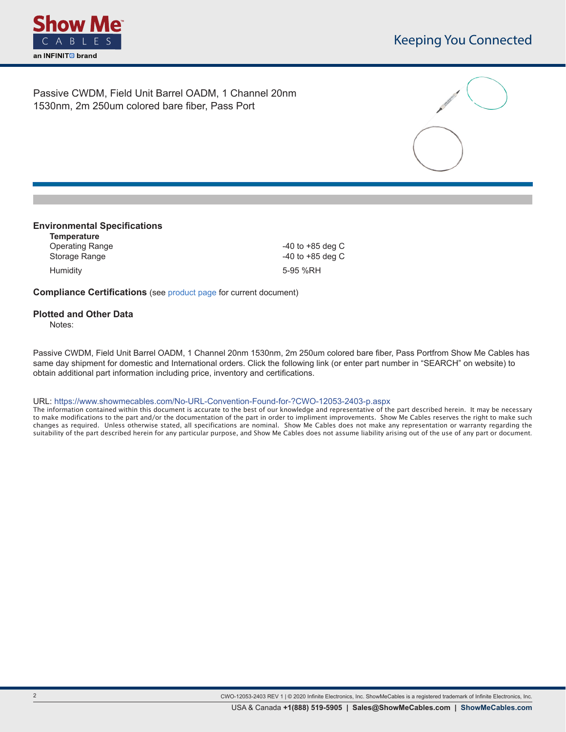Passive CWDM, Field Unit Barrel OADM, 1 Channel 20nm 1530nm, 2m 250um colored bare fiber, Pass Port

## Environmental Specifications

**Temperature**

| | |
|---|---|
| Operating Range | -40 to +85 deg C |
| Storage Range | -40 to +85 deg C |
| Humidity | 5-95 %RH |

**Compliance Certifications** (see product page for current document)

## Plotted and Other Data

Notes:

Passive CWDM, Field Unit Barrel OADM, 1 Channel 20nm 1530nm, 2m 250um colored bare fiber, Pass Portfrom Show Me Cables has same day shipment for domestic and International orders. Click the following link (or enter part number in "SEARCH" on website) to obtain additional part information including price, inventory and certifications.

URL: https://www.showmecables.com/No-URL-Convention-Found-for-?CWO-12053-2403-p.aspx

The information contained within this document is accurate to the best of our knowledge and representative of the part described herein. It may be necessary to make modifications to the part and/or the documentation of the part in order to impliment improvements. Show Me Cables reserves the right to make such changes as required. Unless otherwise stated, all specifications are nominal. Show Me Cables does not make any representation or warranty regarding the suitability of the part described herein for any particular purpose, and Show Me Cables does not assume liability arising out of the use of any part or document.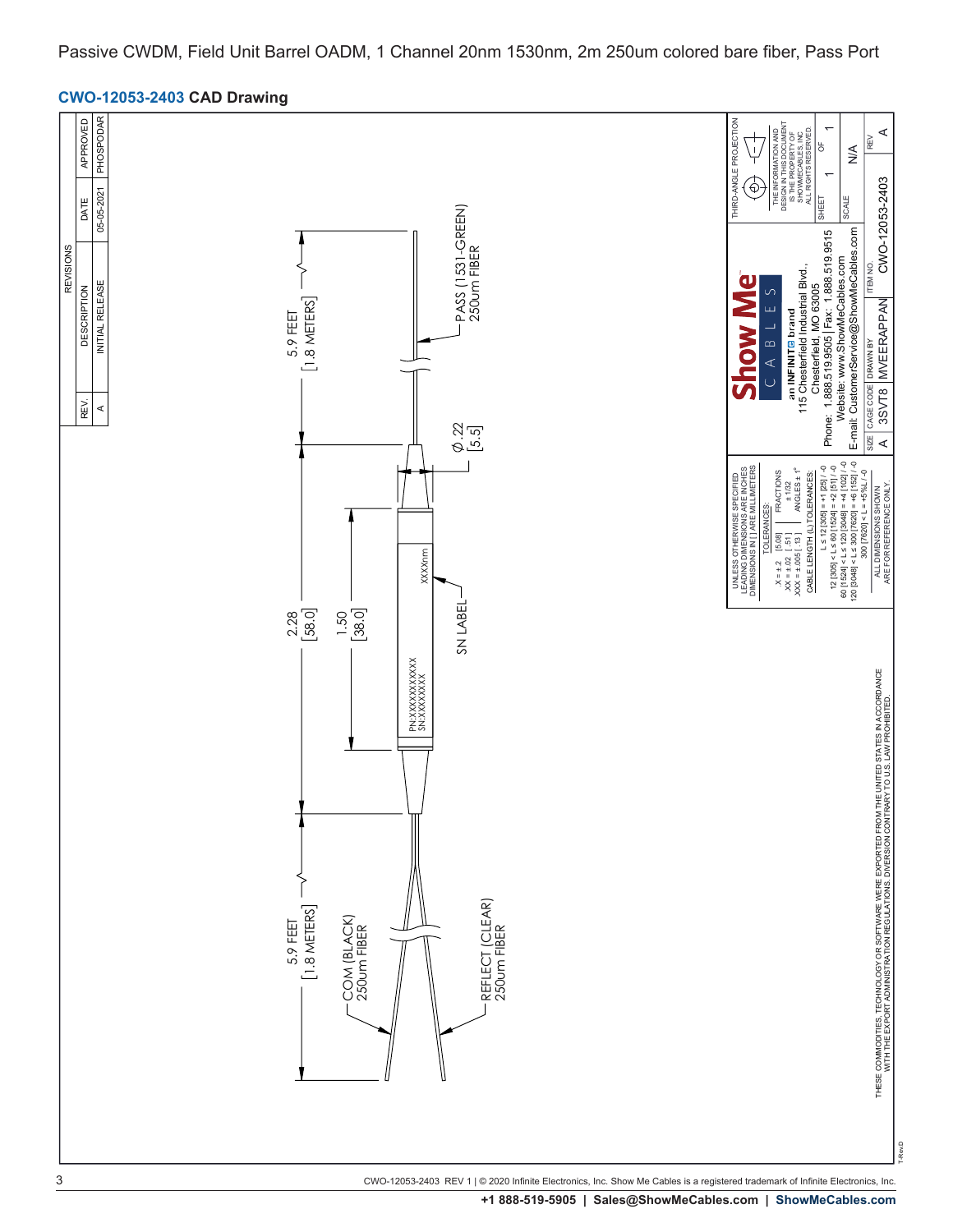Passive CWDM, Field Unit Barrel OADM, 1 Channel 20nm 1530nm, 2m 250um colored bare fiber, Pass Port

## CWO-12053-2403 CAD Drawing

| REV. | DESCRIPTION | DATE | APPROVED |
|---|---|---|---|
| A | INITIAL RELEASE | 05-05-2021 | PHOSPODAR |

5.9 FEET
[1.8 METERS]

PASS (1531-GREEN)
250um FIBER

Ø .22
[5.5]

2.28
[58.0]

1.50
[38.0]

XXXXnm

SN LABEL

PN:XXXXXXXXXXXX
SN:XXXXXXXX

5.9 FEET
[1.8 METERS]

COM (BLACK)
250um FIBER

REFLECT (CLEAR)
250um FIBER

UNLESS OTHERWISE SPECIFIED
LEADING DIMENSIONS ARE INCHES
DIMENSIONS IN [ ] ARE MILLIMETERS

TOLERANCES:
.X = ±.2 [5.08]
.XX = ±.02 [.51]
.XXX = ±.005 [.13]
FRACTIONS ± 1/32
ANGLES ± 1°

CABLE LENGTH (L) TOLERANCES:
L ≤ 12 [305] = +1 [25] / -0
12 [305] < L ≤ 60 [1524] = +2 [51] / -0
60 [1524] < L ≤ 120 [3048] = +4 [102] / -0
120 [3048] < L ≤ 300 [7620] = +6 [152] / -0
300 [7620] < L = +5 %L / -0

ALL DIMENSIONS SHOWN ARE FOR REFERENCE ONLY.

Show Me CABLES
an INFINITE brand
115 Chesterfield Industrial Blvd.,
Chesterfield, MO 63005
Phone: 1.888.519.9505 | Fax: 1.888.519.9515
Website: www.ShowMeCables.com
E-mail: CustomerService@ShowMeCables.com

THIRD-ANGLE PROJECTION

THE INFORMATION AND DESIGN IN THIS DOCUMENT IS THE PROPERTY OF SHOWMECABLES, INC ALL RIGHTS RESERVED.

| SIZE | CAGE CODE | DRAWN BY | ITEM NO. | REV |
|---|---|---|---|---|
| A | 3SVT8 | MVEERAPPAN | CWO-12053-2403 | A |

SHEET 1 OF 1
SCALE N/A

THESE COMMODITIES, TECHNOLOGY OR SOFTWARE WERE EXPORTED FROM THE UNITED STATES IN ACCORDANCE WITH THE EXPORT ADMINISTRATION REGULATIONS. DIVERSION CONTRARY TO U.S. LAW PROHIBITED.

T-RevD

CWO-12053-2403 REV 1 | © 2020 Infinite Electronics, Inc. Show Me Cables is a registered trademark of Infinite Electronics, Inc.

+1 888-519-5905 | Sales@ShowMeCables.com | ShowMeCables.com